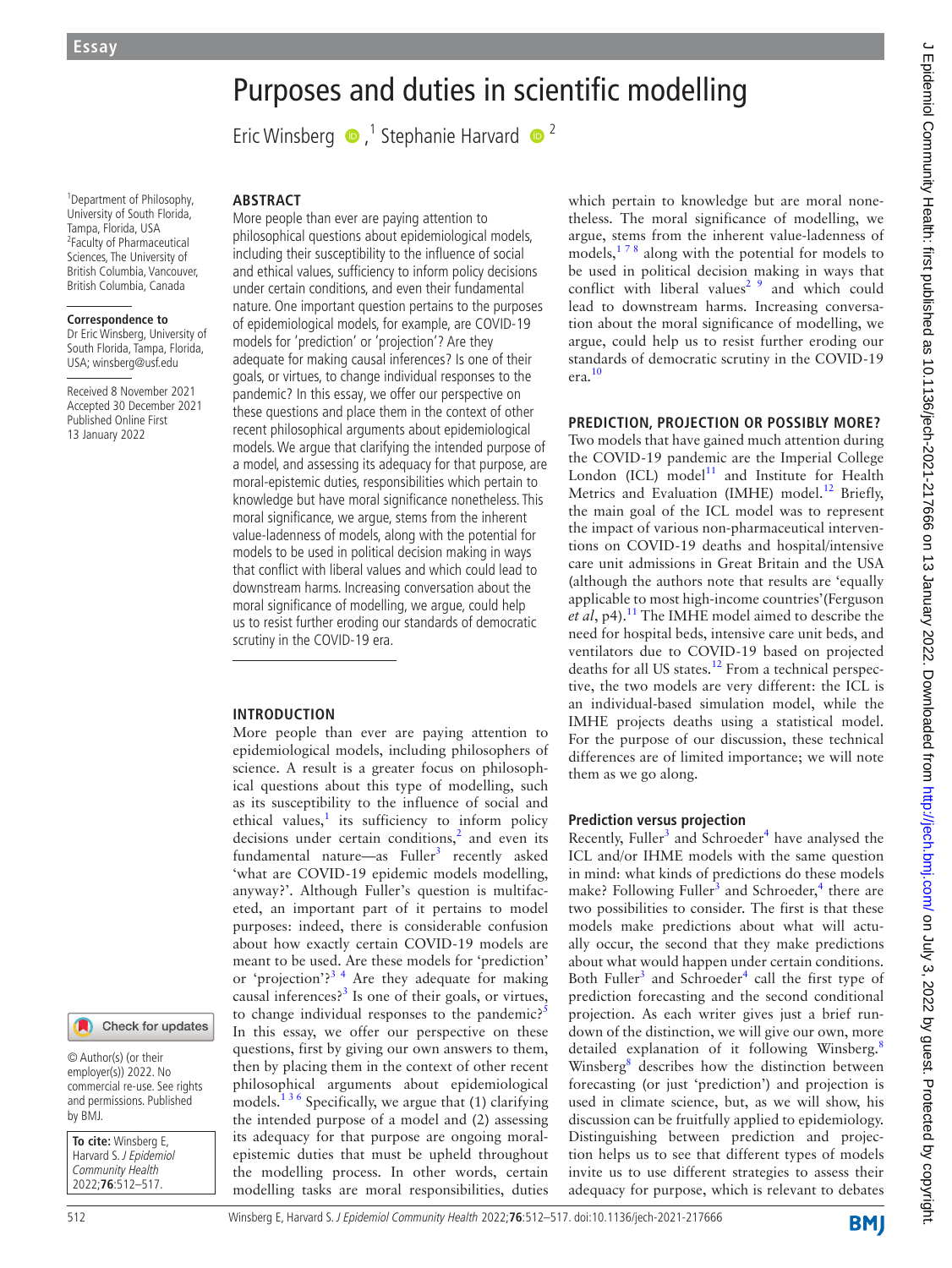Essay

# Purposes and duties in scientific modelling

Eric Winsberg [1], Stephanie Harvard [2]

[1]Department of Philosophy, University of South Florida, Tampa, Florida, USA
[2]Faculty of Pharmaceutical Sciences, The University of British Columbia, Vancouver, British Columbia, Canada

**Correspondence to**
Dr Eric Winsberg, University of South Florida, Tampa, Florida, USA; winsberg@usf.edu

Received 8 November 2021
Accepted 30 December 2021
Published Online First 13 January 2022

© Author(s) (or their employer(s)) 2022. No commercial re-use. See rights and permissions. Published by BMJ.

**To cite:** Winsberg E, Harvard S. *J Epidemiol Community Health* 2022;**76**:512–517.

## ABSTRACT

More people than ever are paying attention to philosophical questions about epidemiological models, including their susceptibility to the influence of social and ethical values, sufficiency to inform policy decisions under certain conditions, and even their fundamental nature. One important question pertains to the purposes of epidemiological models, for example, are COVID-19 models for 'prediction' or 'projection'? Are they adequate for making causal inferences? Is one of their goals, or virtues, to change individual responses to the pandemic? In this essay, we offer our perspective on these questions and place them in the context of other recent philosophical arguments about epidemiological models. We argue that clarifying the intended purpose of a model, and assessing its adequacy for that purpose, are moral-epistemic duties, responsibilities which pertain to knowledge but have moral significance nonetheless. This moral significance, we argue, stems from the inherent value-ladenness of models, along with the potential for models to be used in political decision making in ways that conflict with liberal values and which could lead to downstream harms. Increasing conversation about the moral significance of modelling, we argue, could help us to resist further eroding our standards of democratic scrutiny in the COVID-19 era.

## INTRODUCTION

More people than ever are paying attention to epidemiological models, including philosophers of science. A result is a greater focus on philosophical questions about this type of modelling, such as its susceptibility to the influence of social and ethical values,[1] its sufficiency to inform policy decisions under certain conditions,[2] and even its fundamental nature—as Fuller[3] recently asked 'what are COVID-19 epidemic models modelling, anyway?'. Although Fuller's question is multifaceted, an important part of it pertains to model purposes: indeed, there is considerable confusion about how exactly certain COVID-19 models are meant to be used. Are these models for 'prediction' or 'projection'?[3 4] Are they adequate for making causal inferences?[3] Is one of their goals, or virtues, to change individual responses to the pandemic?[5] In this essay, we offer our perspective on these questions, first by giving our own answers to them, then by placing them in the context of other recent philosophical arguments about epidemiological models.[1 3 6] Specifically, we argue that (1) clarifying the intended purpose of a model and (2) assessing its adequacy for that purpose are ongoing moral-epistemic duties that must be upheld throughout the modelling process. In other words, certain modelling tasks are moral responsibilities, duties which pertain to knowledge but are moral nonetheless. The moral significance of modelling, we argue, stems from the inherent value-ladenness of models,[1 7 8] along with the potential for models to be used in political decision making in ways that conflict with liberal values[2 9] and which could lead to downstream harms. Increasing conversation about the moral significance of modelling, we argue, could help us to resist further eroding our standards of democratic scrutiny in the COVID-19 era.[10]

## PREDICTION, PROJECTION OR POSSIBLY MORE?

Two models that have gained much attention during the COVID-19 pandemic are the Imperial College London (ICL) model[11] and Institute for Health Metrics and Evaluation (IMHE) model.[12] Briefly, the main goal of the ICL model was to represent the impact of various non-pharmaceutical interventions on COVID-19 deaths and hospital/intensive care unit admissions in Great Britain and the USA (although the authors note that results are 'equally applicable to most high-income countries'(Ferguson *et al*, p4).[11] The IMHE model aimed to describe the need for hospital beds, intensive care unit beds, and ventilators due to COVID-19 based on projected deaths for all US states.[12] From a technical perspective, the two models are very different: the ICL is an individual-based simulation model, while the IMHE projects deaths using a statistical model. For the purpose of our discussion, these technical differences are of limited importance; we will note them as we go along.

### Prediction versus projection

Recently, Fuller[3] and Schroeder[4] have analysed the ICL and/or IHME models with the same question in mind: what kinds of predictions do these models make? Following Fuller[3] and Schroeder,[4] there are two possibilities to consider. The first is that these models make predictions about what will actually occur, the second that they make predictions about what would happen under certain conditions. Both Fuller[3] and Schroeder[4] call the first type of prediction forecasting and the second conditional projection. As each writer gives just a brief rundown of the distinction, we will give our own, more detailed explanation of it following Winsberg.[8] Winsberg[8] describes how the distinction between forecasting (or just 'prediction') and projection is used in climate science, but, as we will show, his discussion can be fruitfully applied to epidemiology. Distinguishing between prediction and projection helps us to see that different types of models invite us to use different strategies to assess their adequacy for purpose, which is relevant to debates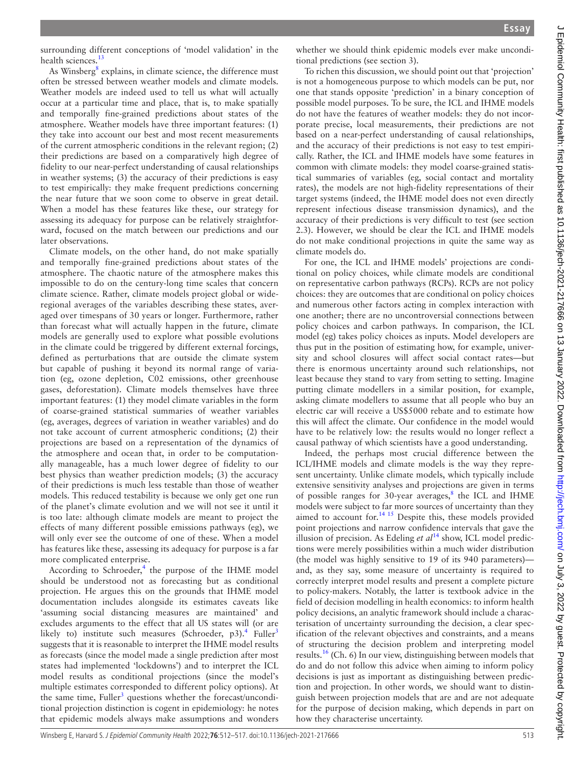surrounding different conceptions of 'model validation' in the health sciences.[13]

As Winsberg[8] explains, in climate science, the difference must often be stressed between weather models and climate models. Weather models are indeed used to tell us what will actually occur at a particular time and place, that is, to make spatially and temporally fine-grained predictions about states of the atmosphere. Weather models have three important features: (1) they take into account our best and most recent measurements of the current atmospheric conditions in the relevant region; (2) their predictions are based on a comparatively high degree of fidelity to our near-perfect understanding of causal relationships in weather systems; (3) the accuracy of their predictions is easy to test empirically: they make frequent predictions concerning the near future that we soon come to observe in great detail. When a model has these features like these, our strategy for assessing its adequacy for purpose can be relatively straightforward, focused on the match between our predictions and our later observations.

Climate models, on the other hand, do not make spatially and temporally fine-grained predictions about states of the atmosphere. The chaotic nature of the atmosphere makes this impossible to do on the century-long time scales that concern climate science. Rather, climate models project global or wide-regional averages of the variables describing these states, averaged over timespans of 30 years or longer. Furthermore, rather than forecast what will actually happen in the future, climate models are generally used to explore what possible evolutions in the climate could be triggered by different external forcings, defined as perturbations that are outside the climate system but capable of pushing it beyond its normal range of variation (eg, ozone depletion, C02 emissions, other greenhouse gases, deforestation). Climate models themselves have three important features: (1) they model climate variables in the form of coarse-grained statistical summaries of weather variables (eg, averages, degrees of variation in weather variables) and do not take account of current atmospheric conditions; (2) their projections are based on a representation of the dynamics of the atmosphere and ocean that, in order to be computationally manageable, has a much lower degree of fidelity to our best physics than weather prediction models; (3) the accuracy of their predictions is much less testable than those of weather models. This reduced testability is because we only get one run of the planet's climate evolution and we will not see it until it is too late: although climate models are meant to project the effects of many different possible emissions pathways (eg), we will only ever see the outcome of one of these. When a model has features like these, assessing its adequacy for purpose is a far more complicated enterprise.

According to Schroeder,[4] the purpose of the IHME model should be understood not as forecasting but as conditional projection. He argues this on the grounds that IHME model documentation includes alongside its estimates caveats like 'assuming social distancing measures are maintained' and excludes arguments to the effect that all US states will (or are likely to) institute such measures (Schroeder, p3).[4] Fuller[3] suggests that it is reasonable to interpret the IHME model results as forecasts (since the model made a single prediction after most states had implemented 'lockdowns') and to interpret the ICL model results as conditional projections (since the model's multiple estimates corresponded to different policy options). At the same time, Fuller[3] questions whether the forecast/unconditional projection distinction is cogent in epidemiology: he notes that epidemic models always make assumptions and wonders whether we should think epidemic models ever make unconditional predictions (see section 3).

To richen this discussion, we should point out that 'projection' is not a homogeneous purpose to which models can be put, nor one that stands opposite 'prediction' in a binary conception of possible model purposes. To be sure, the ICL and IHME models do not have the features of weather models: they do not incorporate precise, local measurements, their predictions are not based on a near-perfect understanding of causal relationships, and the accuracy of their predictions is not easy to test empirically. Rather, the ICL and IHME models have some features in common with climate models: they model coarse-grained statistical summaries of variables (eg, social contact and mortality rates), the models are not high-fidelity representations of their target systems (indeed, the IHME model does not even directly represent infectious disease transmission dynamics), and the accuracy of their predictions is very difficult to test (see section 2.3). However, we should be clear the ICL and IHME models do not make conditional projections in quite the same way as climate models do.

For one, the ICL and IHME models' projections are conditional on policy choices, while climate models are conditional on representative carbon pathways (RCPs). RCPs are not policy choices: they are outcomes that are conditional on policy choices and numerous other factors acting in complex interaction with one another; there are no uncontroversial connections between policy choices and carbon pathways. In comparison, the ICL model (eg) takes policy choices as inputs. Model developers are thus put in the position of estimating how, for example, university and school closures will affect social contact rates—but there is enormous uncertainty around such relationships, not least because they stand to vary from setting to setting. Imagine putting climate modellers in a similar position, for example, asking climate modellers to assume that all people who buy an electric car will receive a US$5000 rebate and to estimate how this will affect the climate. Our confidence in the model would have to be relatively low: the results would no longer reflect a causal pathway of which scientists have a good understanding.

Indeed, the perhaps most crucial difference between the ICL/IHME models and climate models is the way they represent uncertainty. Unlike climate models, which typically include extensive sensitivity analyses and projections are given in terms of possible ranges for 30-year averages,[8] the ICL and IHME models were subject to far more sources of uncertainty than they aimed to account for.[14,15] Despite this, these models provided point projections and narrow confidence intervals that gave the illusion of precision. As Edeling *et al*[14] show, ICL model predictions were merely possibilities within a much wider distribution (the model was highly sensitive to 19 of its 940 parameters)—and, as they say, some measure of uncertainty is required to correctly interpret model results and present a complete picture to policy-makers. Notably, the latter is textbook advice in the field of decision modelling in health economics: to inform health policy decisions, an analytic framework should include a characterisation of uncertainty surrounding the decision, a clear specification of the relevant objectives and constraints, and a means of structuring the decision problem and interpreting model results.[16] (Ch. 6) In our view, distinguishing between models that do and do not follow this advice when aiming to inform policy decisions is just as important as distinguishing between prediction and projection. In other words, we should want to distinguish between projection models that are and are not adequate for the purpose of decision making, which depends in part on how they characterise uncertainty.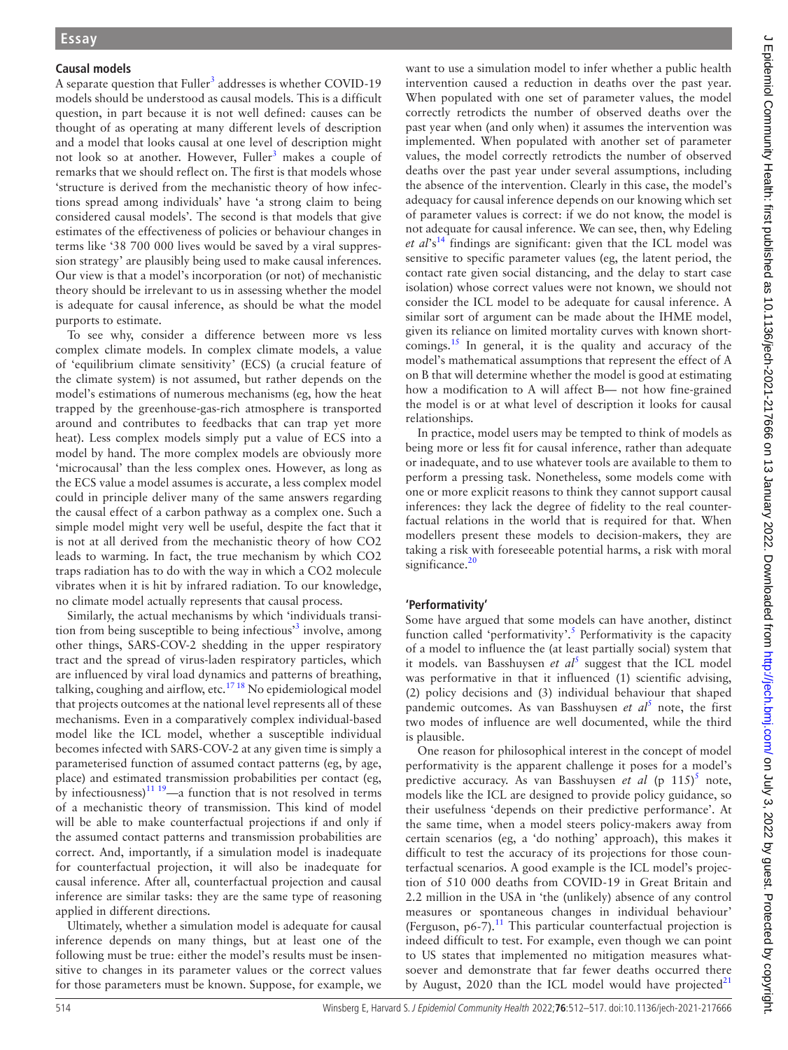### Causal models

A separate question that Fuller[3] addresses is whether COVID-19 models should be understood as causal models. This is a difficult question, in part because it is not well defined: causes can be thought of as operating at many different levels of description and a model that looks causal at one level of description might not look so at another. However, Fuller[3] makes a couple of remarks that we should reflect on. The first is that models whose 'structure is derived from the mechanistic theory of how infections spread among individuals' have 'a strong claim to being considered causal models'. The second is that models that give estimates of the effectiveness of policies or behaviour changes in terms like '38 700 000 lives would be saved by a viral suppression strategy' are plausibly being used to make causal inferences. Our view is that a model's incorporation (or not) of mechanistic theory should be irrelevant to us in assessing whether the model is adequate for causal inference, as should be what the model purports to estimate.

To see why, consider a difference between more vs less complex climate models. In complex climate models, a value of 'equilibrium climate sensitivity' (ECS) (a crucial feature of the climate system) is not assumed, but rather depends on the model's estimations of numerous mechanisms (eg, how the heat trapped by the greenhouse-gas-rich atmosphere is transported around and contributes to feedbacks that can trap yet more heat). Less complex models simply put a value of ECS into a model by hand. The more complex models are obviously more 'microcausal' than the less complex ones. However, as long as the ECS value a model assumes is accurate, a less complex model could in principle deliver many of the same answers regarding the causal effect of a carbon pathway as a complex one. Such a simple model might very well be useful, despite the fact that it is not at all derived from the mechanistic theory of how $CO_2$ leads to warming. In fact, the true mechanism by which $CO_2$ traps radiation has to do with the way in which a $CO_2$ molecule vibrates when it is hit by infrared radiation. To our knowledge, no climate model actually represents that causal process.

Similarly, the actual mechanisms by which 'individuals transition from being susceptible to being infectious'[3] involve, among other things, SARS-COV-2 shedding in the upper respiratory tract and the spread of virus-laden respiratory particles, which are influenced by viral load dynamics and patterns of breathing, talking, coughing and airflow, etc.[17,18] No epidemiological model that projects outcomes at the national level represents all of these mechanisms. Even in a comparatively complex individual-based model like the ICL model, whether a susceptible individual becomes infected with SARS-COV-2 at any given time is simply a parameterised function of assumed contact patterns (eg, by age, place) and estimated transmission probabilities per contact (eg, by infectiousness)[11,19]—a function that is not resolved in terms of a mechanistic theory of transmission. This kind of model will be able to make counterfactual projections if and only if the assumed contact patterns and transmission probabilities are correct. And, importantly, if a simulation model is inadequate for counterfactual projection, it will also be inadequate for causal inference. After all, counterfactual projection and causal inference are similar tasks: they are the same type of reasoning applied in different directions.

Ultimately, whether a simulation model is adequate for causal inference depends on many things, but at least one of the following must be true: either the model's results must be insensitive to changes in its parameter values or the correct values for those parameters must be known. Suppose, for example, we want to use a simulation model to infer whether a public health intervention caused a reduction in deaths over the past year. When populated with one set of parameter values, the model correctly retrodicts the number of observed deaths over the past year when (and only when) it assumes the intervention was implemented. When populated with another set of parameter values, the model correctly retrodicts the number of observed deaths over the past year under several assumptions, including the absence of the intervention. Clearly in this case, the model's adequacy for causal inference depends on our knowing which set of parameter values is correct: if we do not know, the model is not adequate for causal inference. We can see, then, why Edeling *et al*'s[14] findings are significant: given that the ICL model was sensitive to specific parameter values (eg, the latent period, the contact rate given social distancing, and the delay to start case isolation) whose correct values were not known, we should not consider the ICL model to be adequate for causal inference. A similar sort of argument can be made about the IHME model, given its reliance on limited mortality curves with known shortcomings.[15] In general, it is the quality and accuracy of the model's mathematical assumptions that represent the effect of A on B that will determine whether the model is good at estimating how a modification to A will affect B— not how fine-grained the model is or at what level of description it looks for causal relationships.

In practice, model users may be tempted to think of models as being more or less fit for causal inference, rather than adequate or inadequate, and to use whatever tools are available to them to perform a pressing task. Nonetheless, some models come with one or more explicit reasons to think they cannot support causal inferences: they lack the degree of fidelity to the real counterfactual relations in the world that is required for that. When modellers present these models to decision-makers, they are taking a risk with foreseeable potential harms, a risk with moral significance.[20]

### 'Performativity'

Some have argued that some models can have another, distinct function called 'performativity'.[5] Performativity is the capacity of a model to influence the (at least partially social) system that it models. van Basshuysen *et al*[5] suggest that the ICL model was performative in that it influenced (1) scientific advising, (2) policy decisions and (3) individual behaviour that shaped pandemic outcomes. As van Basshuysen *et al*[5] note, the first two modes of influence are well documented, while the third is plausible.

One reason for philosophical interest in the concept of model performativity is the apparent challenge it poses for a model's predictive accuracy. As van Basshuysen *et al* (p 115)[5] note, models like the ICL are designed to provide policy guidance, so their usefulness 'depends on their predictive performance'. At the same time, when a model steers policy-makers away from certain scenarios (eg, a 'do nothing' approach), this makes it difficult to test the accuracy of its projections for those counterfactual scenarios. A good example is the ICL model's projection of 510 000 deaths from COVID-19 in Great Britain and 2.2 million in the USA in 'the (unlikely) absence of any control measures or spontaneous changes in individual behaviour' (Ferguson, p6-7).[11] This particular counterfactual projection is indeed difficult to test. For example, even though we can point to US states that implemented no mitigation measures whatsoever and demonstrate that far fewer deaths occurred there by August, 2020 than the ICL model would have projected[21]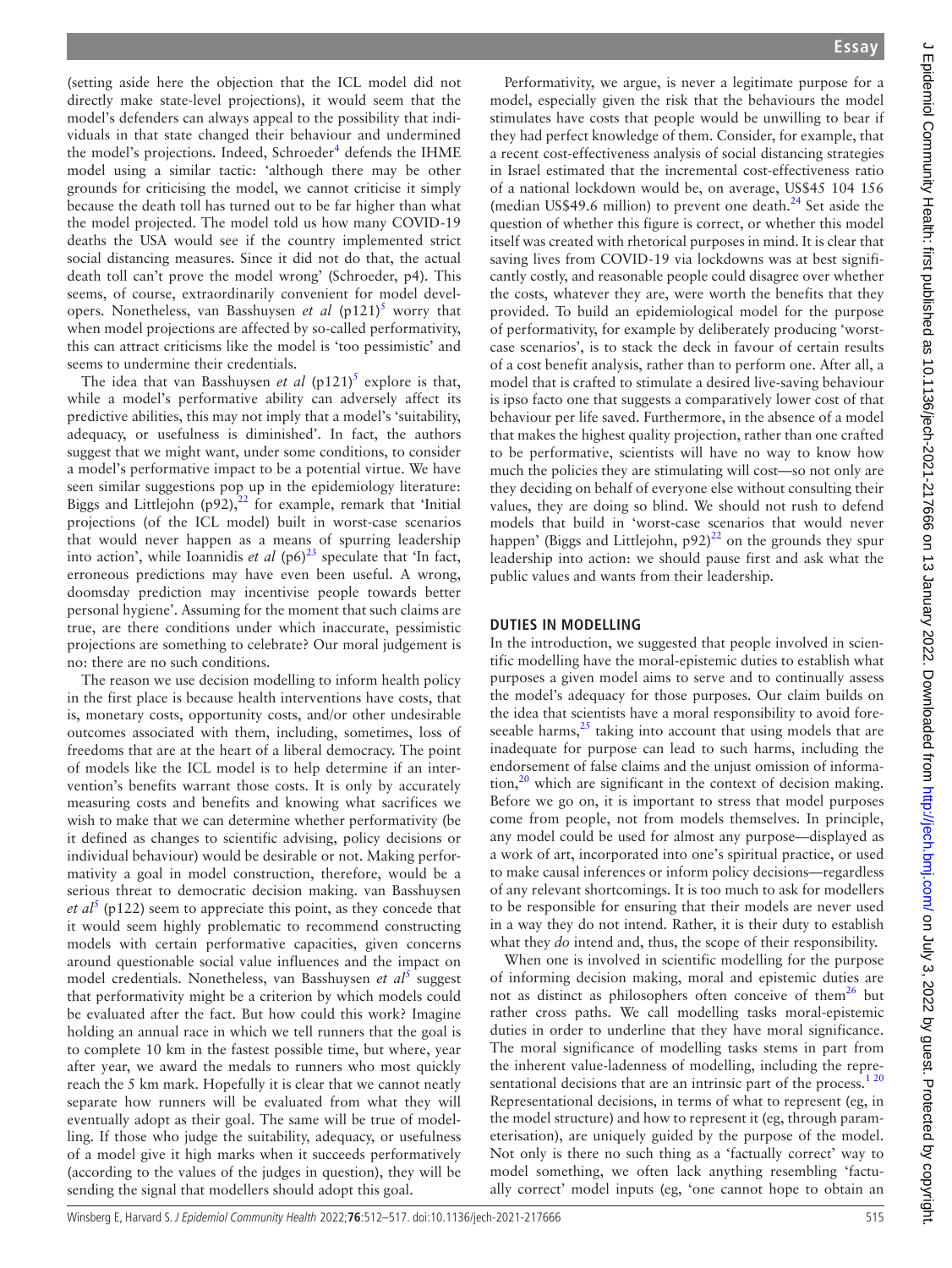(setting aside here the objection that the ICL model did not directly make state-level projections), it would seem that the model's defenders can always appeal to the possibility that individuals in that state changed their behaviour and undermined the model's projections. Indeed, Schroeder[4] defends the IHME model using a similar tactic: 'although there may be other grounds for criticising the model, we cannot criticise it simply because the death toll has turned out to be far higher than what the model projected. The model told us how many COVID-19 deaths the USA would see if the country implemented strict social distancing measures. Since it did not do that, the actual death toll can't prove the model wrong' (Schroeder, p4). This seems, of course, extraordinarily convenient for model developers. Nonetheless, van Basshuysen *et al* (p121)[5] worry that when model projections are affected by so-called performativity, this can attract criticisms like the model is 'too pessimistic' and seems to undermine their credentials.

The idea that van Basshuysen *et al* (p121)[5] explore is that, while a model's performative ability can adversely affect its predictive abilities, this may not imply that a model's 'suitability, adequacy, or usefulness is diminished'. In fact, the authors suggest that we might want, under some conditions, to consider a model's performative impact to be a potential virtue. We have seen similar suggestions pop up in the epidemiology literature: Biggs and Littlejohn (p92),[22] for example, remark that 'Initial projections (of the ICL model) built in worst-case scenarios that would never happen as a means of spurring leadership into action', while Ioannidis *et al* (p6)[23] speculate that 'In fact, erroneous predictions may have even been useful. A wrong, doomsday prediction may incentivise people towards better personal hygiene'. Assuming for the moment that such claims are true, are there conditions under which inaccurate, pessimistic projections are something to celebrate? Our moral judgement is no: there are no such conditions.

The reason we use decision modelling to inform health policy in the first place is because health interventions have costs, that is, monetary costs, opportunity costs, and/or other undesirable outcomes associated with them, including, sometimes, loss of freedoms that are at the heart of a liberal democracy. The point of models like the ICL model is to help determine if an intervention's benefits warrant those costs. It is only by accurately measuring costs and benefits and knowing what sacrifices we wish to make that we can determine whether performativity (be it defined as changes to scientific advising, policy decisions or individual behaviour) would be desirable or not. Making performativity a goal in model construction, therefore, would be a serious threat to democratic decision making. van Basshuysen *et al*[5] (p122) seem to appreciate this point, as they concede that it would seem highly problematic to recommend constructing models with certain performative capacities, given concerns around questionable social value influences and the impact on model credentials. Nonetheless, van Basshuysen *et al*[5] suggest that performativity might be a criterion by which models could be evaluated after the fact. But how could this work? Imagine holding an annual race in which we tell runners that the goal is to complete 10 km in the fastest possible time, but where, year after year, we award the medals to runners who most quickly reach the 5 km mark. Hopefully it is clear that we cannot neatly separate how runners will be evaluated from what they will eventually adopt as their goal. The same will be true of modelling. If those who judge the suitability, adequacy, or usefulness of a model give it high marks when it succeeds performatively (according to the values of the judges in question), they will be sending the signal that modellers should adopt this goal.

Performativity, we argue, is never a legitimate purpose for a model, especially given the risk that the behaviours the model stimulates have costs that people would be unwilling to bear if they had perfect knowledge of them. Consider, for example, that a recent cost-effectiveness analysis of social distancing strategies in Israel estimated that the incremental cost-effectiveness ratio of a national lockdown would be, on average, US\$45 104 156 (median US\$49.6 million) to prevent one death.[24] Set aside the question of whether this figure is correct, or whether this model itself was created with rhetorical purposes in mind. It is clear that saving lives from COVID-19 via lockdowns was at best significantly costly, and reasonable people could disagree over whether the costs, whatever they are, were worth the benefits that they provided. To build an epidemiological model for the purpose of performativity, for example by deliberately producing 'worst-case scenarios', is to stack the deck in favour of certain results of a cost benefit analysis, rather than to perform one. After all, a model that is crafted to stimulate a desired live-saving behaviour is ipso facto one that suggests a comparatively lower cost of that behaviour per life saved. Furthermore, in the absence of a model that makes the highest quality projection, rather than one crafted to be performative, scientists will have no way to know how much the policies they are stimulating will cost—so not only are they deciding on behalf of everyone else without consulting their values, they are doing so blind. We should not rush to defend models that build in 'worst-case scenarios that would never happen' (Biggs and Littlejohn, p92)[22] on the grounds they spur leadership into action: we should pause first and ask what the public values and wants from their leadership.

## DUTIES IN MODELLING

In the introduction, we suggested that people involved in scientific modelling have the moral-epistemic duties to establish what purposes a given model aims to serve and to continually assess the model's adequacy for those purposes. Our claim builds on the idea that scientists have a moral responsibility to avoid foreseeable harms,[25] taking into account that using models that are inadequate for purpose can lead to such harms, including the endorsement of false claims and the unjust omission of information,[20] which are significant in the context of decision making. Before we go on, it is important to stress that model purposes come from people, not from models themselves. In principle, any model could be used for almost any purpose—displayed as a work of art, incorporated into one's spiritual practice, or used to make causal inferences or inform policy decisions—regardless of any relevant shortcomings. It is too much to ask for modellers to be responsible for ensuring that their models are never used in a way they do not intend. Rather, it is their duty to establish what they *do* intend and, thus, the scope of their responsibility.

When one is involved in scientific modelling for the purpose of informing decision making, moral and epistemic duties are not as distinct as philosophers often conceive of them[26] but rather cross paths. We call modelling tasks moral-epistemic duties in order to underline that they have moral significance. The moral significance of modelling tasks stems in part from the inherent value-ladenness of modelling, including the representational decisions that are an intrinsic part of the process.[1,20] Representational decisions, in terms of what to represent (eg, in the model structure) and how to represent it (eg, through parameterisation), are uniquely guided by the purpose of the model. Not only is there no such thing as a 'factually correct' way to model something, we often lack anything resembling 'factually correct' model inputs (eg, 'one cannot hope to obtain an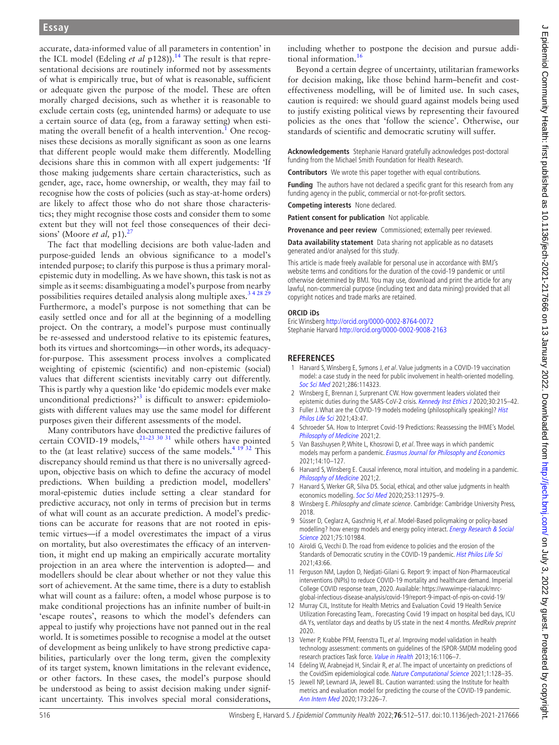accurate, data-informed value of all parameters in contention' in the ICL model (Edeling *et al* p128)).[14] The result is that representational decisions are routinely informed not by assessments of what is empirically true, but of what is reasonable, sufficient or adequate given the purpose of the model. These are often morally charged decisions, such as whether it is reasonable to exclude certain costs (eg, unintended harms) or adequate to use a certain source of data (eg, from a faraway setting) when estimating the overall benefit of a health intervention.[1] One recognises these decisions as morally significant as soon as one learns that different people would make them differently. Modelling decisions share this in common with all expert judgements: 'If those making judgements share certain characteristics, such as gender, age, race, home ownership, or wealth, they may fail to recognise how the costs of policies (such as stay-at-home orders) are likely to affect those who do not share those characteristics; they might recognise those costs and consider them to some extent but they will not feel those consequences of their decisions' (Moore *et al,* p1).[27]

The fact that modelling decisions are both value-laden and purpose-guided lends an obvious significance to a model's intended purpose; to clarify this purpose is thus a primary moral-epistemic duty in modelling. As we have shown, this task is not as simple as it seems: disambiguating a model's purpose from nearby possibilities requires detailed analysis along multiple axes.[3 4 28 29] Furthermore, a model's purpose is not something that can be easily settled once and for all at the beginning of a modelling project. On the contrary, a model's purpose must continually be re-assessed and understood relative to its epistemic features, both its virtues and shortcomings—in other words, its adequacy-for-purpose. This assessment process involves a complicated weighting of epistemic (scientific) and non-epistemic (social) values that different scientists inevitably carry out differently. This is partly why a question like 'do epidemic models ever make unconditional predictions?'[3] is difficult to answer: epidemiologists with different values may use the same model for different purposes given their different assessments of the model.

Many contributors have documented the predictive failures of certain COVID-19 models,[21–23 30 31] while others have pointed to the (at least relative) success of the same models.[4 19 32] This discrepancy should remind us that there is no universally agreed-upon, objective basis on which to define the accuracy of model predictions. When building a prediction model, modellers' moral-epistemic duties include setting a clear standard for predictive accuracy, not only in terms of precision but in terms of what will count as an accurate prediction. A model's predictions can be accurate for reasons that are not rooted in epistemic virtues—if a model overestimates the impact of a virus on mortality, but also overestimates the efficacy of an intervention, it might end up making an empirically accurate mortality projection in an area where the intervention is adopted— and modellers should be clear about whether or not they value this sort of achievement. At the same time, there is a duty to establish what will count as a failure: often, a model whose purpose is to make conditional projections has an infinite number of built-in 'escape routes', reasons to which the model's defenders can appeal to justify why projections have not panned out in the real world. It is sometimes possible to recognise a model at the outset of development as being unlikely to have strong predictive capabilities, particularly over the long term, given the complexity of its target system, known limitations in the relevant evidence, or other factors. In these cases, the model's purpose should be understood as being to assist decision making under significant uncertainty. This involves special moral considerations, including whether to postpone the decision and pursue additional information.[16]

Beyond a certain degree of uncertainty, utilitarian frameworks for decision making, like those behind harm–benefit and cost-effectiveness modelling, will be of limited use. In such cases, caution is required: we should guard against models being used to justify existing political views by representing their favoured policies as the ones that 'follow the science'. Otherwise, our standards of scientific and democratic scrutiny will suffer.

**Acknowledgements** Stephanie Harvard gratefully acknowledges post-doctoral funding from the Michael Smith Foundation for Health Research.

**Contributors** We wrote this paper together with equal contributions.

**Funding** The authors have not declared a specific grant for this research from any funding agency in the public, commercial or not-for-profit sectors.

**Competing interests** None declared.

**Patient consent for publication** Not applicable.

**Provenance and peer review** Commissioned; externally peer reviewed.

**Data availability statement** Data sharing not applicable as no datasets generated and/or analysed for this study.

This article is made freely available for personal use in accordance with BMJ's website terms and conditions for the duration of the covid-19 pandemic or until otherwise determined by BMJ. You may use, download and print the article for any lawful, non-commercial purpose (including text and data mining) provided that all copyright notices and trade marks are retained.

**ORCID iDs**

Eric Winsberg http://orcid.org/0000-0002-8764-0072
Stephanie Harvard http://orcid.org/0000-0002-9008-2163

## REFERENCES

1. Harvard S, Winsberg E, Symons J, *et al*. Value judgments in a COVID-19 vaccination model: a case study in the need for public involvement in health-oriented modelling. *Soc Sci Med* 2021;286:114323.
2. Winsberg E, Brennan J, Surprenant CW. How government leaders violated their epistemic duties during the SARS-CoV-2 crisis. *Kennedy Inst Ethics J* 2020;30:215–42.
3. Fuller J. What are the COVID-19 models modeling (philosophically speaking)? *Hist Philos Life Sci* 2021;43:47.
4. Schroeder SA. How to Interpret Covid-19 Predictions: Reassessing the IHME's Model. *Philosophy of Medicine* 2021;2.
5. Van Basshuysen P, White L, Khosrowi D, *et al*. Three ways in which pandemic models may perform a pandemic. *Erasmus Journal for Philosophy and Economics* 2021;14:10–127.
6. Harvard S, Winsberg E. Causal inference, moral intuition, and modeling in a pandemic. *Philosophy of Medicine* 2021;2.
7. Harvard S, Werker GR, Silva DS. Social, ethical, and other value judgments in health economics modelling. *Soc Sci Med* 2020;253:112975–9.
8. Winsberg E. *Philosophy and climate science*. Cambridge: Cambridge University Press, 2018.
9. Süsser D, Ceglarz A, Gaschnig H, *et al*. Model-Based policymaking or policy-based modelling? how energy models and energy policy interact. *Energy Research & Social Science* 2021;75:101984.
10. Airoldi G, Vecchi D. The road from evidence to policies and the erosion of the Standards of Democratic scrutiny in the COVID-19 pandemic. *Hist Philos Life Sci* 2021;43:66.
11. Ferguson NM, Laydon D, Nedjati-Gilani G. Report 9: impact of Non-Pharmaceutical interventions (NPIs) to reduce COVID-19 mortality and healthcare demand. Imperial College COVID response team, 2020. Available: https://wwwimpe-rialacuk/mrc-global-infectious-disease-analysis/covid-19/report-9-impact-of-npis-on-covid-19/
12. Murray CJL, Institute for Health Metrics and Evaluation Covid 19 Health Service Utilization Forecasting Team,. Forecasting Covid 19 impact on hospital bed days, ICU dA Ys, ventilator days and deaths by US state in the next 4 months. *MedRxiv preprint* 2020.
13. Vemer P, Krabbe PFM, Feenstra TL, *et al*. Improving model validation in health technology assessment: comments on guidelines of the ISPOR-SMDM modeling good research practices Task force. *Value in Health* 2013;16:1106–7.
14. Edeling W, Arabnejad H, Sinclair R, *et al*. The impact of uncertainty on predictions of the CovidSim epidemiological code. *Nature Computational Science* 2021;1:128–35.
15. Jewell NP, Lewnard JA, Jewell BL. Caution warranted: using the Institute for health metrics and evaluation model for predicting the course of the COVID-19 pandemic. *Ann Intern Med* 2020;173:226–7.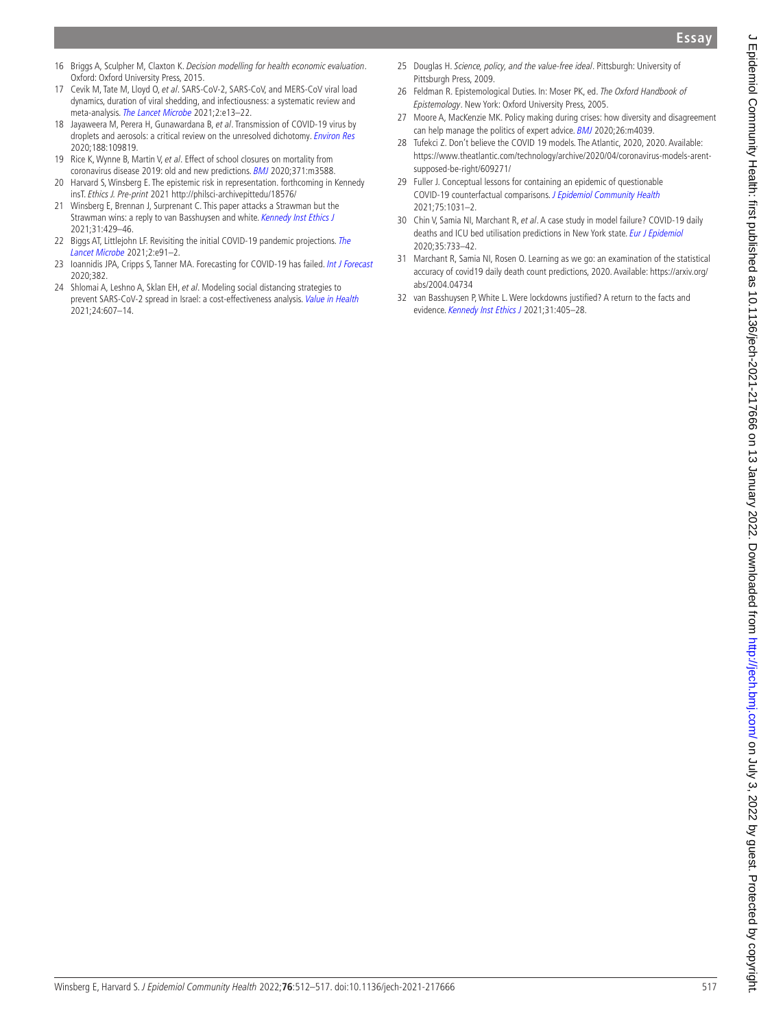16 Briggs A, Sculpher M, Claxton K. *Decision modelling for health economic evaluation*. Oxford: Oxford University Press, 2015.

17 Cevik M, Tate M, Lloyd O, *et al*. SARS-CoV-2, SARS-CoV, and MERS-CoV viral load dynamics, duration of viral shedding, and infectiousness: a systematic review and meta-analysis. *The Lancet Microbe* 2021;2:e13–22.

18 Jayaweera M, Perera H, Gunawardana B, *et al*. Transmission of COVID-19 virus by droplets and aerosols: a critical review on the unresolved dichotomy. *Environ Res* 2020;188:109819.

19 Rice K, Wynne B, Martin V, *et al*. Effect of school closures on mortality from coronavirus disease 2019: old and new predictions. *BMJ* 2020;371:m3588.

20 Harvard S, Winsberg E. The epistemic risk in representation. forthcoming in Kennedy insT. *Ethics J. Pre-print* 2021 http://philsci-archivepittedu/18576/

21 Winsberg E, Brennan J, Surprenant C. This paper attacks a Strawman but the Strawman wins: a reply to van Basshuysen and white. *Kennedy Inst Ethics J* 2021;31:429–46.

22 Biggs AT, Littlejohn LF. Revisiting the initial COVID-19 pandemic projections. *The Lancet Microbe* 2021;2:e91–2.

23 Ioannidis JPA, Cripps S, Tanner MA. Forecasting for COVID-19 has failed. *Int J Forecast* 2020;382.

24 Shlomai A, Leshno A, Sklan EH, *et al*. Modeling social distancing strategies to prevent SARS-CoV-2 spread in Israel: a cost-effectiveness analysis. *Value in Health* 2021;24:607–14.

25 Douglas H. *Science, policy, and the value-free ideal*. Pittsburgh: University of Pittsburgh Press, 2009.

26 Feldman R. Epistemological Duties. In: Moser PK, ed. *The Oxford Handbook of Epistemology*. New York: Oxford University Press, 2005.

27 Moore A, MacKenzie MK. Policy making during crises: how diversity and disagreement can help manage the politics of expert advice. *BMJ* 2020;26:m4039.

28 Tufekci Z. Don't believe the COVID 19 models. The Atlantic, 2020, 2020. Available: https://www.theatlantic.com/technology/archive/2020/04/coronavirus-models-arent-supposed-be-right/609271/

29 Fuller J. Conceptual lessons for containing an epidemic of questionable COVID-19 counterfactual comparisons. *J Epidemiol Community Health* 2021;75:1031–2.

30 Chin V, Samia NI, Marchant R, *et al*. A case study in model failure? COVID-19 daily deaths and ICU bed utilisation predictions in New York state. *Eur J Epidemiol* 2020;35:733–42.

31 Marchant R, Samia NI, Rosen O. Learning as we go: an examination of the statistical accuracy of covid19 daily death count predictions, 2020. Available: https://arxiv.org/abs/2004.04734

32 van Basshuysen P, White L. Were lockdowns justified? A return to the facts and evidence. *Kennedy Inst Ethics J* 2021;31:405–28.